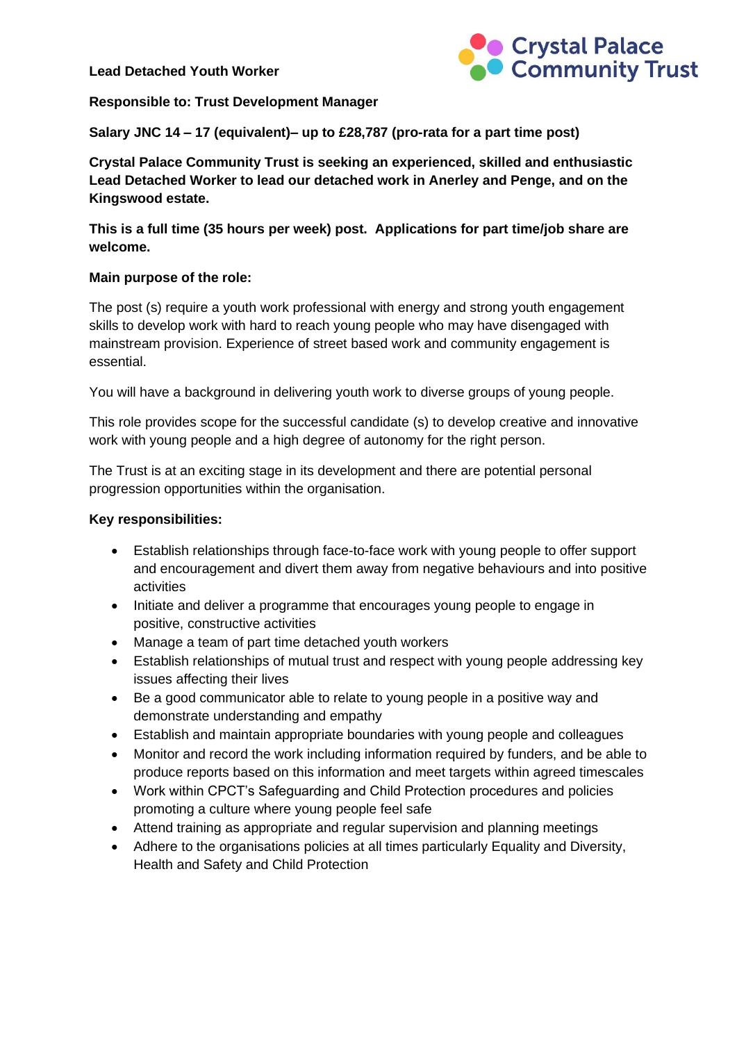**Lead Detached Youth Worker**

Crystal Palace Community Trust

**Responsible to: Trust Development Manager**

**Salary JNC 14 – 17 (equivalent)– up to £28,787 (pro-rata for a part time post)**

**Crystal Palace Community Trust is seeking an experienced, skilled and enthusiastic Lead Detached Worker to lead our detached work in Anerley and Penge, and on the Kingswood estate.**

**This is a full time (35 hours per week) post. Applications for part time/job share are welcome.**

**Main purpose of the role:**

The post (s) require a youth work professional with energy and strong youth engagement skills to develop work with hard to reach young people who may have disengaged with mainstream provision. Experience of street based work and community engagement is essential.

You will have a background in delivering youth work to diverse groups of young people.

This role provides scope for the successful candidate (s) to develop creative and innovative work with young people and a high degree of autonomy for the right person.

The Trust is at an exciting stage in its development and there are potential personal progression opportunities within the organisation.

**Key responsibilities:**

- Establish relationships through face-to-face work with young people to offer support and encouragement and divert them away from negative behaviours and into positive activities
- Initiate and deliver a programme that encourages young people to engage in positive, constructive activities
- Manage a team of part time detached youth workers
- Establish relationships of mutual trust and respect with young people addressing key issues affecting their lives
- Be a good communicator able to relate to young people in a positive way and demonstrate understanding and empathy
- Establish and maintain appropriate boundaries with young people and colleagues
- Monitor and record the work including information required by funders, and be able to produce reports based on this information and meet targets within agreed timescales
- Work within CPCT's Safeguarding and Child Protection procedures and policies promoting a culture where young people feel safe
- Attend training as appropriate and regular supervision and planning meetings
- Adhere to the organisations policies at all times particularly Equality and Diversity, Health and Safety and Child Protection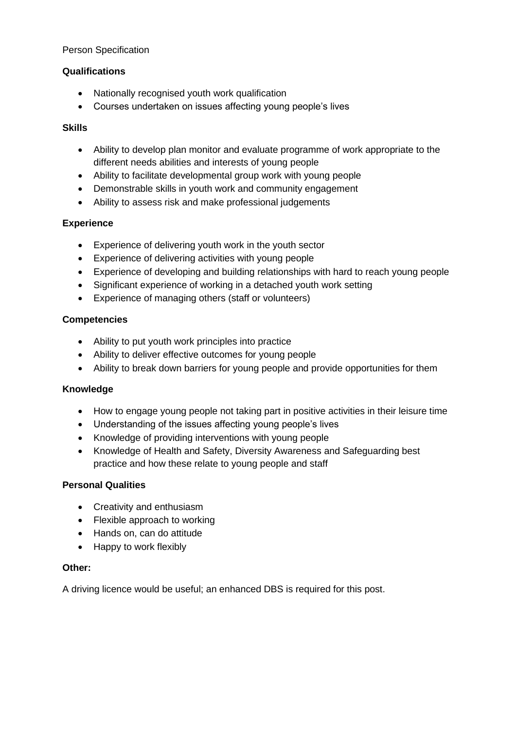Person Specification

**Qualifications**

- Nationally recognised youth work qualification
- Courses undertaken on issues affecting young people's lives

**Skills**

- Ability to develop plan monitor and evaluate programme of work appropriate to the different needs abilities and interests of young people
- Ability to facilitate developmental group work with young people
- Demonstrable skills in youth work and community engagement
- Ability to assess risk and make professional judgements

**Experience**

- Experience of delivering youth work in the youth sector
- Experience of delivering activities with young people
- Experience of developing and building relationships with hard to reach young people
- Significant experience of working in a detached youth work setting
- Experience of managing others (staff or volunteers)

**Competencies**

- Ability to put youth work principles into practice
- Ability to deliver effective outcomes for young people
- Ability to break down barriers for young people and provide opportunities for them

**Knowledge**

- How to engage young people not taking part in positive activities in their leisure time
- Understanding of the issues affecting young people's lives
- Knowledge of providing interventions with young people
- Knowledge of Health and Safety, Diversity Awareness and Safeguarding best practice and how these relate to young people and staff

**Personal Qualities**

- Creativity and enthusiasm
- Flexible approach to working
- Hands on, can do attitude
- Happy to work flexibly

**Other:**

A driving licence would be useful; an enhanced DBS is required for this post.